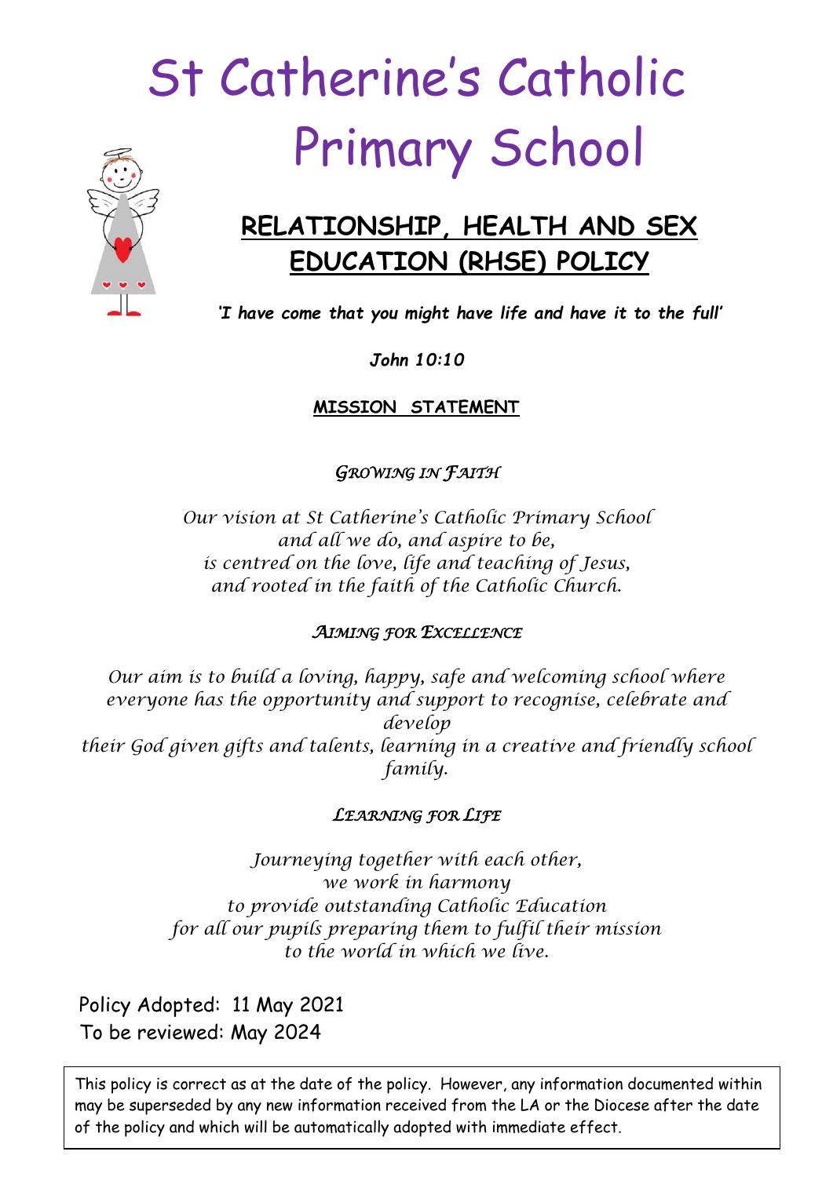# St Catherine's Catholic Primary School

## RELATIONSHIP, HEALTH AND SEX EDUCATION (RHSE) POLICY

*'I have come that you might have life and have it to the full'*

***John 10:10***

**MISSION STATEMENT**

*GROWING IN FAITH*

*Our vision at St Catherine's Catholic Primary School*
*and all we do, and aspire to be,*
*is centred on the love, life and teaching of Jesus,*
*and rooted in the faith of the Catholic Church.*

*AIMING FOR EXCELLENCE*

*Our aim is to build a loving, happy, safe and welcoming school where everyone has the opportunity and support to recognise, celebrate and develop*
*their God given gifts and talents, learning in a creative and friendly school family.*

*LEARNING FOR LIFE*

*Journeying together with each other,*
*we work in harmony*
*to provide outstanding Catholic Education*
*for all our pupils preparing them to fulfil their mission*
*to the world in which we live.*

Policy Adopted: 11 May 2021
To be reviewed: May 2024

This policy is correct as at the date of the policy. However, any information documented within may be superseded by any new information received from the LA or the Diocese after the date of the policy and which will be automatically adopted with immediate effect.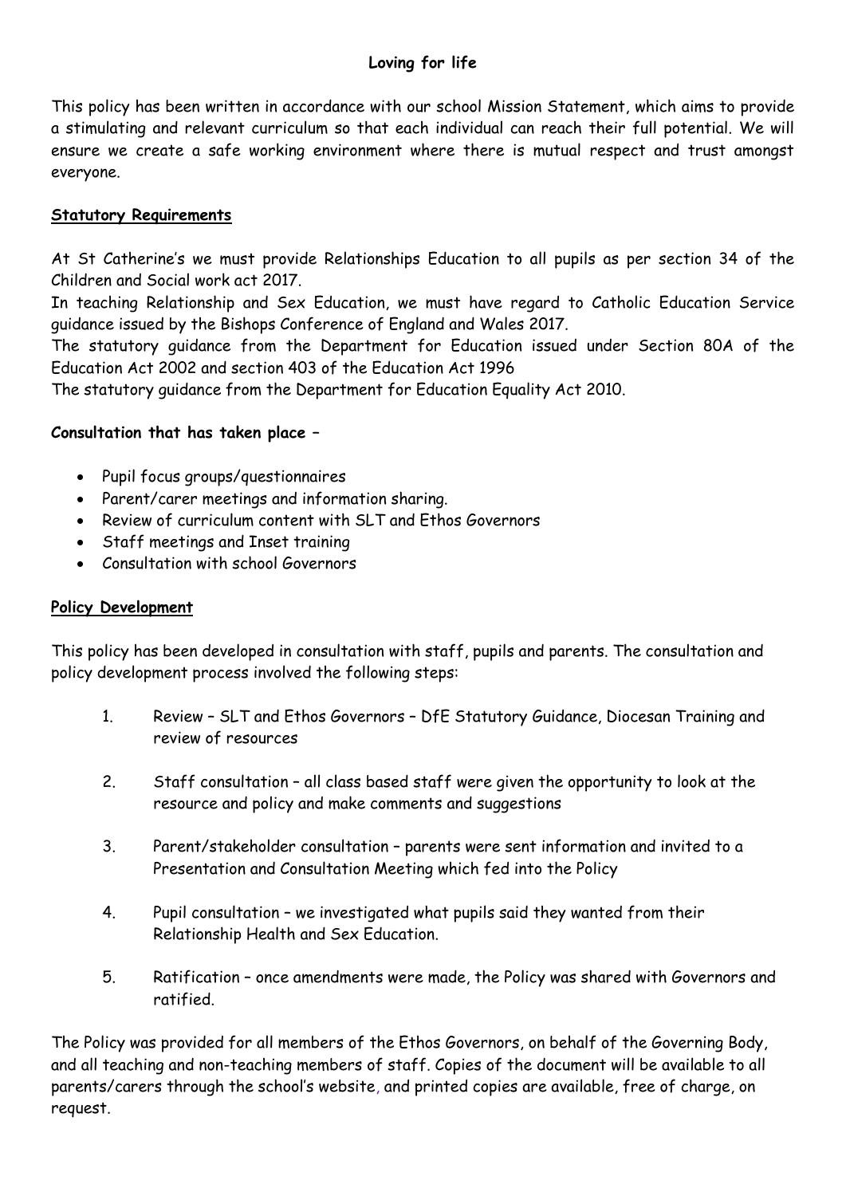**Loving for life**

This policy has been written in accordance with our school Mission Statement, which aims to provide a stimulating and relevant curriculum so that each individual can reach their full potential. We will ensure we create a safe working environment where there is mutual respect and trust amongst everyone.

**Statutory Requirements**

At St Catherine's we must provide Relationships Education to all pupils as per section 34 of the Children and Social work act 2017.

In teaching Relationship and Sex Education, we must have regard to Catholic Education Service guidance issued by the Bishops Conference of England and Wales 2017.

The statutory guidance from the Department for Education issued under Section 80A of the Education Act 2002 and section 403 of the Education Act 1996

The statutory guidance from the Department for Education Equality Act 2010.

**Consultation that has taken place –**

- Pupil focus groups/questionnaires
- Parent/carer meetings and information sharing.
- Review of curriculum content with SLT and Ethos Governors
- Staff meetings and Inset training
- Consultation with school Governors

**Policy Development**

This policy has been developed in consultation with staff, pupils and parents. The consultation and policy development process involved the following steps:

1. Review – SLT and Ethos Governors – DfE Statutory Guidance, Diocesan Training and review of resources
2. Staff consultation – all class based staff were given the opportunity to look at the resource and policy and make comments and suggestions
3. Parent/stakeholder consultation – parents were sent information and invited to a Presentation and Consultation Meeting which fed into the Policy
4. Pupil consultation – we investigated what pupils said they wanted from their Relationship Health and Sex Education.
5. Ratification – once amendments were made, the Policy was shared with Governors and ratified.

The Policy was provided for all members of the Ethos Governors, on behalf of the Governing Body, and all teaching and non-teaching members of staff. Copies of the document will be available to all parents/carers through the school's website, and printed copies are available, free of charge, on request.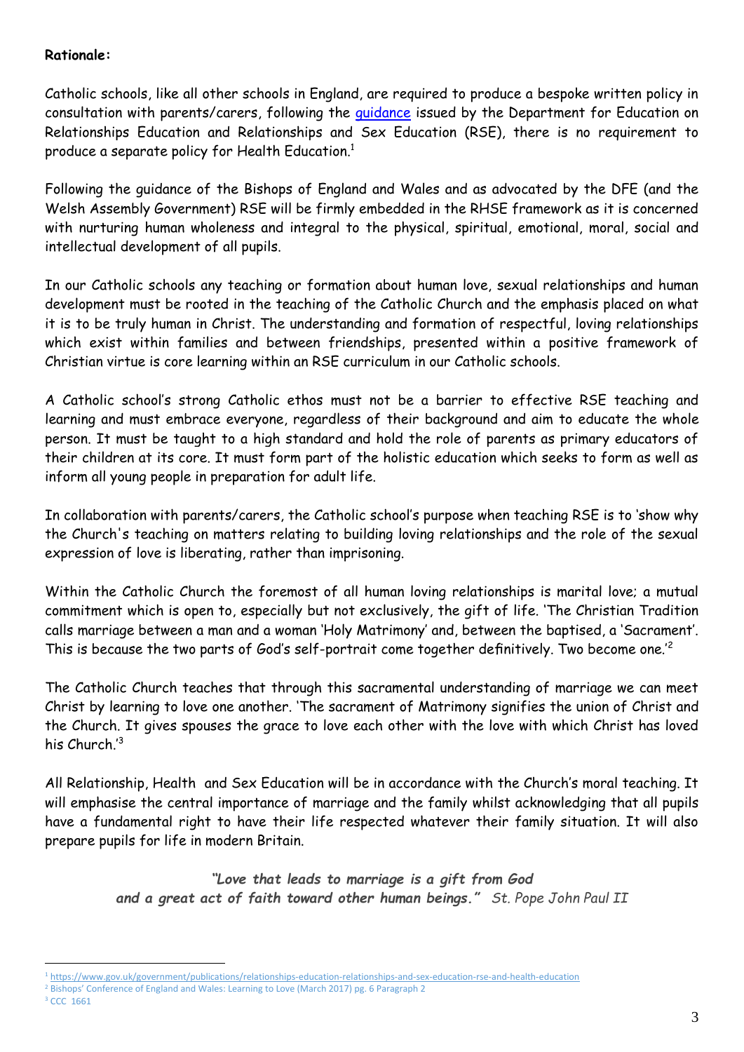**Rationale:**

Catholic schools, like all other schools in England, are required to produce a bespoke written policy in consultation with parents/carers, following the guidance issued by the Department for Education on Relationships Education and Relationships and Sex Education (RSE), there is no requirement to produce a separate policy for Health Education.[1]

Following the guidance of the Bishops of England and Wales and as advocated by the DFE (and the Welsh Assembly Government) RSE will be firmly embedded in the RHSE framework as it is concerned with nurturing human wholeness and integral to the physical, spiritual, emotional, moral, social and intellectual development of all pupils.

In our Catholic schools any teaching or formation about human love, sexual relationships and human development must be rooted in the teaching of the Catholic Church and the emphasis placed on what it is to be truly human in Christ. The understanding and formation of respectful, loving relationships which exist within families and between friendships, presented within a positive framework of Christian virtue is core learning within an RSE curriculum in our Catholic schools.

A Catholic school's strong Catholic ethos must not be a barrier to effective RSE teaching and learning and must embrace everyone, regardless of their background and aim to educate the whole person. It must be taught to a high standard and hold the role of parents as primary educators of their children at its core. It must form part of the holistic education which seeks to form as well as inform all young people in preparation for adult life.

In collaboration with parents/carers, the Catholic school's purpose when teaching RSE is to 'show why the Church's teaching on matters relating to building loving relationships and the role of the sexual expression of love is liberating, rather than imprisoning.

Within the Catholic Church the foremost of all human loving relationships is marital love; a mutual commitment which is open to, especially but not exclusively, the gift of life. 'The Christian Tradition calls marriage between a man and a woman 'Holy Matrimony' and, between the baptised, a 'Sacrament'. This is because the two parts of God's self-portrait come together definitively. Two become one.'[2]

The Catholic Church teaches that through this sacramental understanding of marriage we can meet Christ by learning to love one another. 'The sacrament of Matrimony signifies the union of Christ and the Church. It gives spouses the grace to love each other with the love with which Christ has loved his Church.'[3]

All Relationship, Health and Sex Education will be in accordance with the Church's moral teaching. It will emphasise the central importance of marriage and the family whilst acknowledging that all pupils have a fundamental right to have their life respected whatever their family situation. It will also prepare pupils for life in modern Britain.

***"Love that leads to marriage is a gift from God and a great act of faith toward other human beings."*** *St. Pope John Paul II*

---

[1] https://www.gov.uk/government/publications/relationships-education-relationships-and-sex-education-rse-and-health-education

[2] Bishops' Conference of England and Wales: Learning to Love (March 2017) pg. 6 Paragraph 2

[3] CCC 1661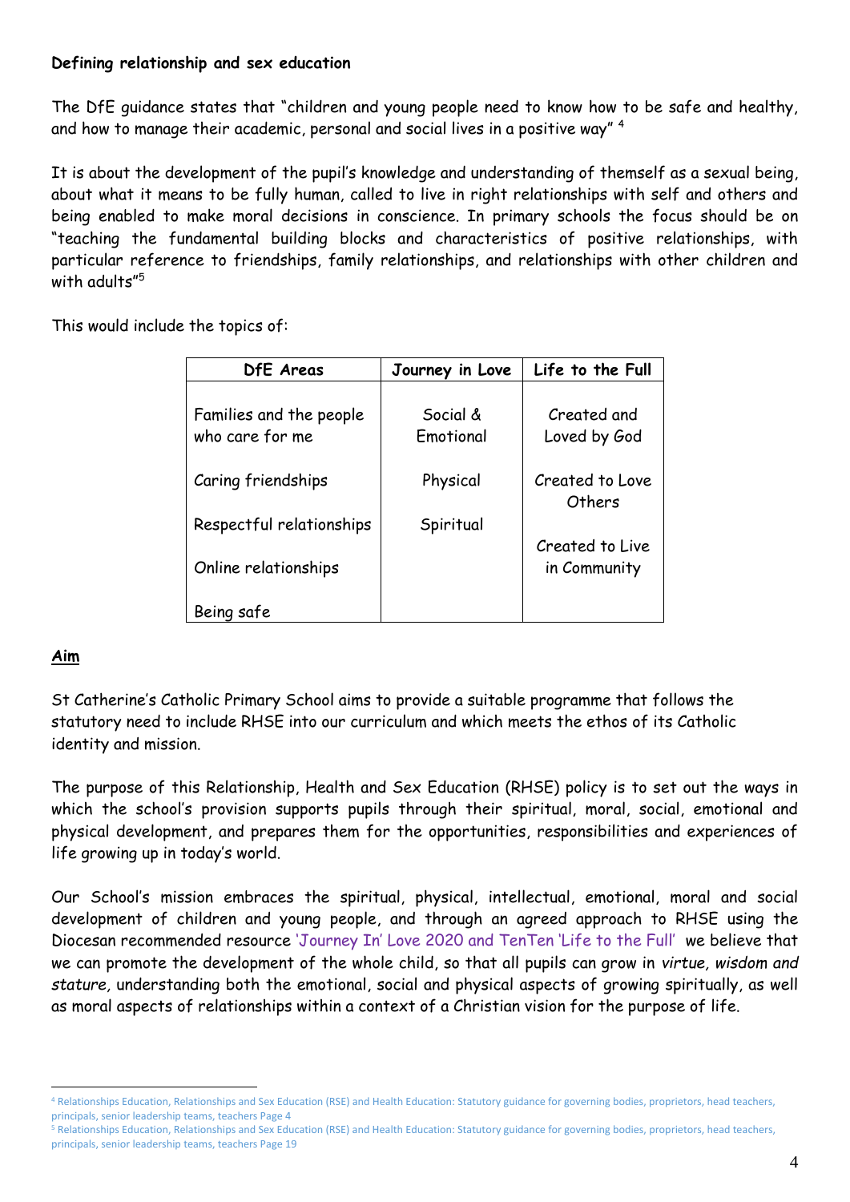**Defining relationship and sex education**

The DfE guidance states that "children and young people need to know how to be safe and healthy, and how to manage their academic, personal and social lives in a positive way" [4]

It is about the development of the pupil's knowledge and understanding of themself as a sexual being, about what it means to be fully human, called to live in right relationships with self and others and being enabled to make moral decisions in conscience. In primary schools the focus should be on "teaching the fundamental building blocks and characteristics of positive relationships, with particular reference to friendships, family relationships, and relationships with other children and with adults"[5]

This would include the topics of:

| DfE Areas | Journey in Love | Life to the Full |
|---|---|---|
| Families and the people who care for me | Social & Emotional | Created and Loved by God |
| Caring friendships | Physical | Created to Love Others |
| Respectful relationships | Spiritual | Created to Live in Community |
| Online relationships | | |
| Being safe | | |

**Aim**

St Catherine's Catholic Primary School aims to provide a suitable programme that follows the statutory need to include RHSE into our curriculum and which meets the ethos of its Catholic identity and mission.

The purpose of this Relationship, Health and Sex Education (RHSE) policy is to set out the ways in which the school's provision supports pupils through their spiritual, moral, social, emotional and physical development, and prepares them for the opportunities, responsibilities and experiences of life growing up in today's world.

Our School's mission embraces the spiritual, physical, intellectual, emotional, moral and social development of children and young people, and through an agreed approach to RHSE using the Diocesan recommended resource 'Journey In' Love 2020 and TenTen 'Life to the Full' we believe that we can promote the development of the whole child, so that all pupils can grow in *virtue, wisdom and stature,* understanding both the emotional, social and physical aspects of growing spiritually, as well as moral aspects of relationships within a context of a Christian vision for the purpose of life.

[4] Relationships Education, Relationships and Sex Education (RSE) and Health Education: Statutory guidance for governing bodies, proprietors, head teachers, principals, senior leadership teams, teachers Page 4

[5] Relationships Education, Relationships and Sex Education (RSE) and Health Education: Statutory guidance for governing bodies, proprietors, head teachers, principals, senior leadership teams, teachers Page 19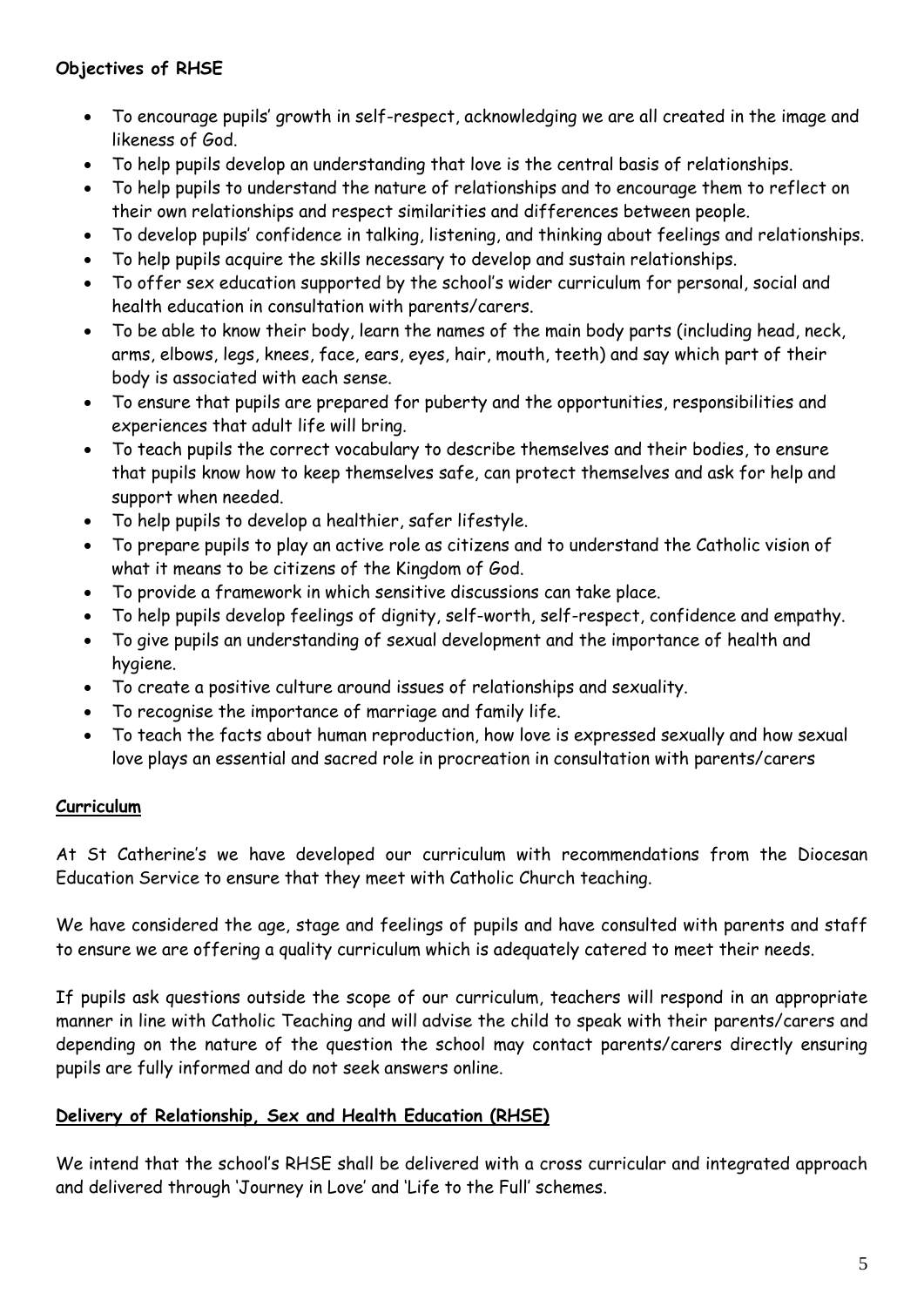**Objectives of RHSE**

- To encourage pupils' growth in self-respect, acknowledging we are all created in the image and likeness of God.
- To help pupils develop an understanding that love is the central basis of relationships.
- To help pupils to understand the nature of relationships and to encourage them to reflect on their own relationships and respect similarities and differences between people.
- To develop pupils' confidence in talking, listening, and thinking about feelings and relationships.
- To help pupils acquire the skills necessary to develop and sustain relationships.
- To offer sex education supported by the school's wider curriculum for personal, social and health education in consultation with parents/carers.
- To be able to know their body, learn the names of the main body parts (including head, neck, arms, elbows, legs, knees, face, ears, eyes, hair, mouth, teeth) and say which part of their body is associated with each sense.
- To ensure that pupils are prepared for puberty and the opportunities, responsibilities and experiences that adult life will bring.
- To teach pupils the correct vocabulary to describe themselves and their bodies, to ensure that pupils know how to keep themselves safe, can protect themselves and ask for help and support when needed.
- To help pupils to develop a healthier, safer lifestyle.
- To prepare pupils to play an active role as citizens and to understand the Catholic vision of what it means to be citizens of the Kingdom of God.
- To provide a framework in which sensitive discussions can take place.
- To help pupils develop feelings of dignity, self-worth, self-respect, confidence and empathy.
- To give pupils an understanding of sexual development and the importance of health and hygiene.
- To create a positive culture around issues of relationships and sexuality.
- To recognise the importance of marriage and family life.
- To teach the facts about human reproduction, how love is expressed sexually and how sexual love plays an essential and sacred role in procreation in consultation with parents/carers

**Curriculum**

At St Catherine's we have developed our curriculum with recommendations from the Diocesan Education Service to ensure that they meet with Catholic Church teaching.

We have considered the age, stage and feelings of pupils and have consulted with parents and staff to ensure we are offering a quality curriculum which is adequately catered to meet their needs.

If pupils ask questions outside the scope of our curriculum, teachers will respond in an appropriate manner in line with Catholic Teaching and will advise the child to speak with their parents/carers and depending on the nature of the question the school may contact parents/carers directly ensuring pupils are fully informed and do not seek answers online.

**Delivery of Relationship, Sex and Health Education (RHSE)**

We intend that the school's RHSE shall be delivered with a cross curricular and integrated approach and delivered through 'Journey in Love' and 'Life to the Full' schemes.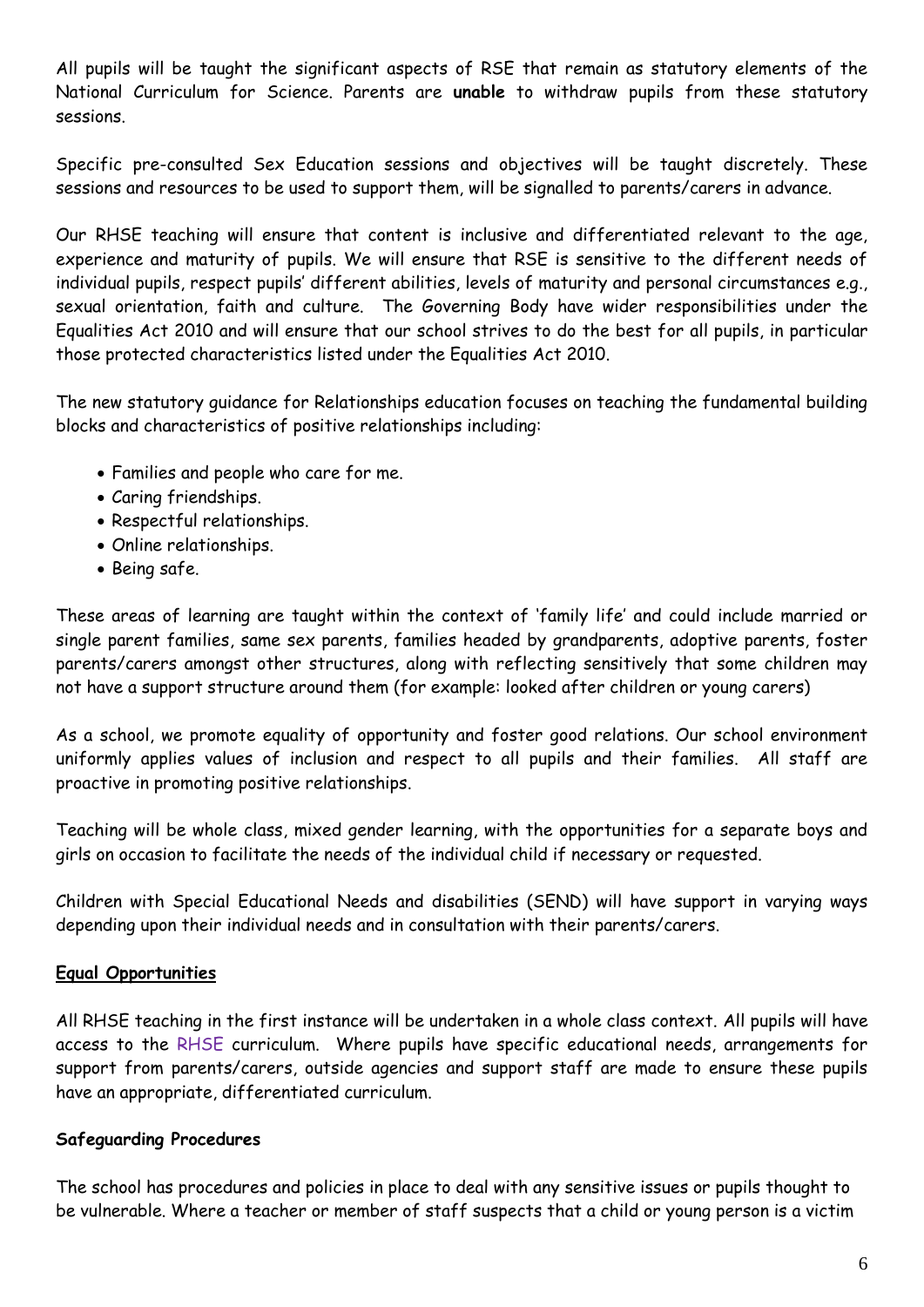All pupils will be taught the significant aspects of RSE that remain as statutory elements of the National Curriculum for Science. Parents are **unable** to withdraw pupils from these statutory sessions.

Specific pre-consulted Sex Education sessions and objectives will be taught discretely. These sessions and resources to be used to support them, will be signalled to parents/carers in advance.

Our RHSE teaching will ensure that content is inclusive and differentiated relevant to the age, experience and maturity of pupils. We will ensure that RSE is sensitive to the different needs of individual pupils, respect pupils' different abilities, levels of maturity and personal circumstances e.g., sexual orientation, faith and culture. The Governing Body have wider responsibilities under the Equalities Act 2010 and will ensure that our school strives to do the best for all pupils, in particular those protected characteristics listed under the Equalities Act 2010.

The new statutory guidance for Relationships education focuses on teaching the fundamental building blocks and characteristics of positive relationships including:

- Families and people who care for me.
- Caring friendships.
- Respectful relationships.
- Online relationships.
- Being safe.

These areas of learning are taught within the context of 'family life' and could include married or single parent families, same sex parents, families headed by grandparents, adoptive parents, foster parents/carers amongst other structures, along with reflecting sensitively that some children may not have a support structure around them (for example: looked after children or young carers)

As a school, we promote equality of opportunity and foster good relations. Our school environment uniformly applies values of inclusion and respect to all pupils and their families. All staff are proactive in promoting positive relationships.

Teaching will be whole class, mixed gender learning, with the opportunities for a separate boys and girls on occasion to facilitate the needs of the individual child if necessary or requested.

Children with Special Educational Needs and disabilities (SEND) will have support in varying ways depending upon their individual needs and in consultation with their parents/carers.

## Equal Opportunities

All RHSE teaching in the first instance will be undertaken in a whole class context. All pupils will have access to the RHSE curriculum. Where pupils have specific educational needs, arrangements for support from parents/carers, outside agencies and support staff are made to ensure these pupils have an appropriate, differentiated curriculum.

## Safeguarding Procedures

The school has procedures and policies in place to deal with any sensitive issues or pupils thought to be vulnerable. Where a teacher or member of staff suspects that a child or young person is a victim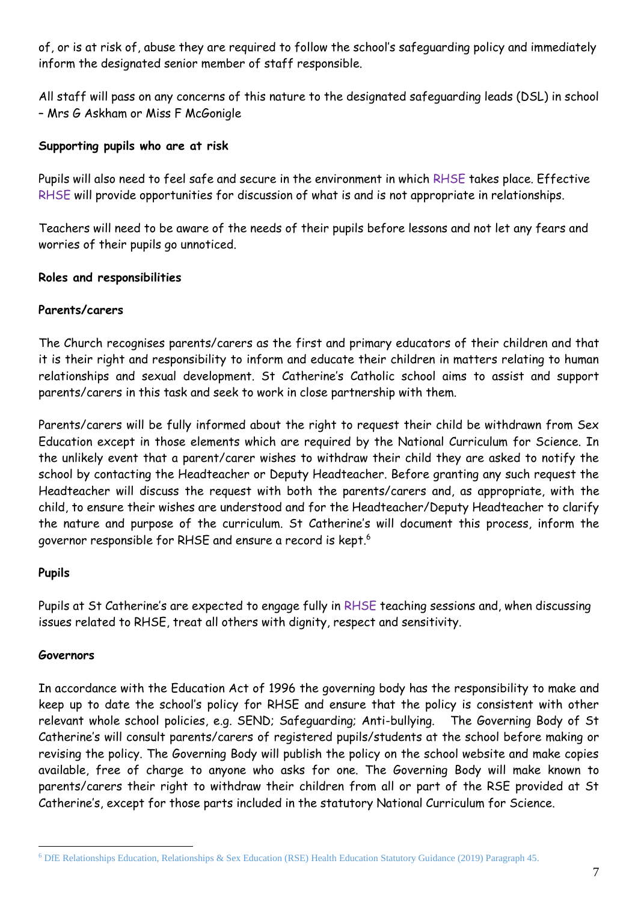of, or is at risk of, abuse they are required to follow the school's safeguarding policy and immediately inform the designated senior member of staff responsible.

All staff will pass on any concerns of this nature to the designated safeguarding leads (DSL) in school – Mrs G Askham or Miss F McGonigle

**Supporting pupils who are at risk**

Pupils will also need to feel safe and secure in the environment in which RHSE takes place. Effective RHSE will provide opportunities for discussion of what is and is not appropriate in relationships.

Teachers will need to be aware of the needs of their pupils before lessons and not let any fears and worries of their pupils go unnoticed.

**Roles and responsibilities**

**Parents/carers**

The Church recognises parents/carers as the first and primary educators of their children and that it is their right and responsibility to inform and educate their children in matters relating to human relationships and sexual development. St Catherine's Catholic school aims to assist and support parents/carers in this task and seek to work in close partnership with them.

Parents/carers will be fully informed about the right to request their child be withdrawn from Sex Education except in those elements which are required by the National Curriculum for Science. In the unlikely event that a parent/carer wishes to withdraw their child they are asked to notify the school by contacting the Headteacher or Deputy Headteacher. Before granting any such request the Headteacher will discuss the request with both the parents/carers and, as appropriate, with the child, to ensure their wishes are understood and for the Headteacher/Deputy Headteacher to clarify the nature and purpose of the curriculum. St Catherine's will document this process, inform the governor responsible for RHSE and ensure a record is kept.[6]

**Pupils**

Pupils at St Catherine's are expected to engage fully in RHSE teaching sessions and, when discussing issues related to RHSE, treat all others with dignity, respect and sensitivity.

**Governors**

In accordance with the Education Act of 1996 the governing body has the responsibility to make and keep up to date the school's policy for RHSE and ensure that the policy is consistent with other relevant whole school policies, e.g. SEND; Safeguarding; Anti-bullying. The Governing Body of St Catherine's will consult parents/carers of registered pupils/students at the school before making or revising the policy. The Governing Body will publish the policy on the school website and make copies available, free of charge to anyone who asks for one. The Governing Body will make known to parents/carers their right to withdraw their children from all or part of the RSE provided at St Catherine's, except for those parts included in the statutory National Curriculum for Science.

---

[6] DfE Relationships Education, Relationships & Sex Education (RSE) Health Education Statutory Guidance (2019) Paragraph 45.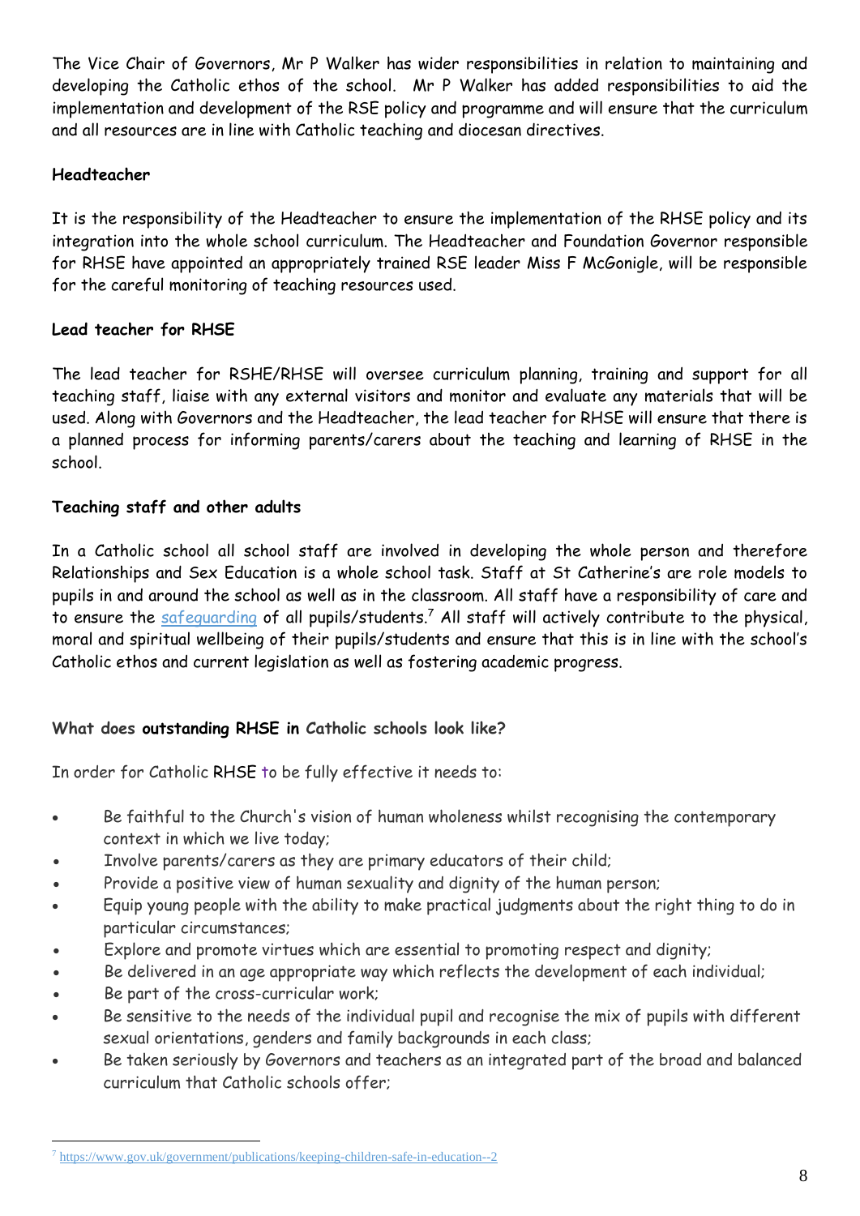The Vice Chair of Governors, Mr P Walker has wider responsibilities in relation to maintaining and developing the Catholic ethos of the school. Mr P Walker has added responsibilities to aid the implementation and development of the RSE policy and programme and will ensure that the curriculum and all resources are in line with Catholic teaching and diocesan directives.

**Headteacher**

It is the responsibility of the Headteacher to ensure the implementation of the RHSE policy and its integration into the whole school curriculum. The Headteacher and Foundation Governor responsible for RHSE have appointed an appropriately trained RSE leader Miss F McGonigle, will be responsible for the careful monitoring of teaching resources used.

**Lead teacher for RHSE**

The lead teacher for RSHE/RHSE will oversee curriculum planning, training and support for all teaching staff, liaise with any external visitors and monitor and evaluate any materials that will be used. Along with Governors and the Headteacher, the lead teacher for RHSE will ensure that there is a planned process for informing parents/carers about the teaching and learning of RHSE in the school.

**Teaching staff and other adults**

In a Catholic school all school staff are involved in developing the whole person and therefore Relationships and Sex Education is a whole school task. Staff at St Catherine's are role models to pupils in and around the school as well as in the classroom. All staff have a responsibility of care and to ensure the safeguarding of all pupils/students.[7] All staff will actively contribute to the physical, moral and spiritual wellbeing of their pupils/students and ensure that this is in line with the school's Catholic ethos and current legislation as well as fostering academic progress.

**What does outstanding RHSE in Catholic schools look like?**

In order for Catholic RHSE to be fully effective it needs to:

- Be faithful to the Church's vision of human wholeness whilst recognising the contemporary context in which we live today;
- Involve parents/carers as they are primary educators of their child;
- Provide a positive view of human sexuality and dignity of the human person;
- Equip young people with the ability to make practical judgments about the right thing to do in particular circumstances;
- Explore and promote virtues which are essential to promoting respect and dignity;
- Be delivered in an age appropriate way which reflects the development of each individual;
- Be part of the cross-curricular work;
- Be sensitive to the needs of the individual pupil and recognise the mix of pupils with different sexual orientations, genders and family backgrounds in each class;
- Be taken seriously by Governors and teachers as an integrated part of the broad and balanced curriculum that Catholic schools offer;

[7] https://www.gov.uk/government/publications/keeping-children-safe-in-education--2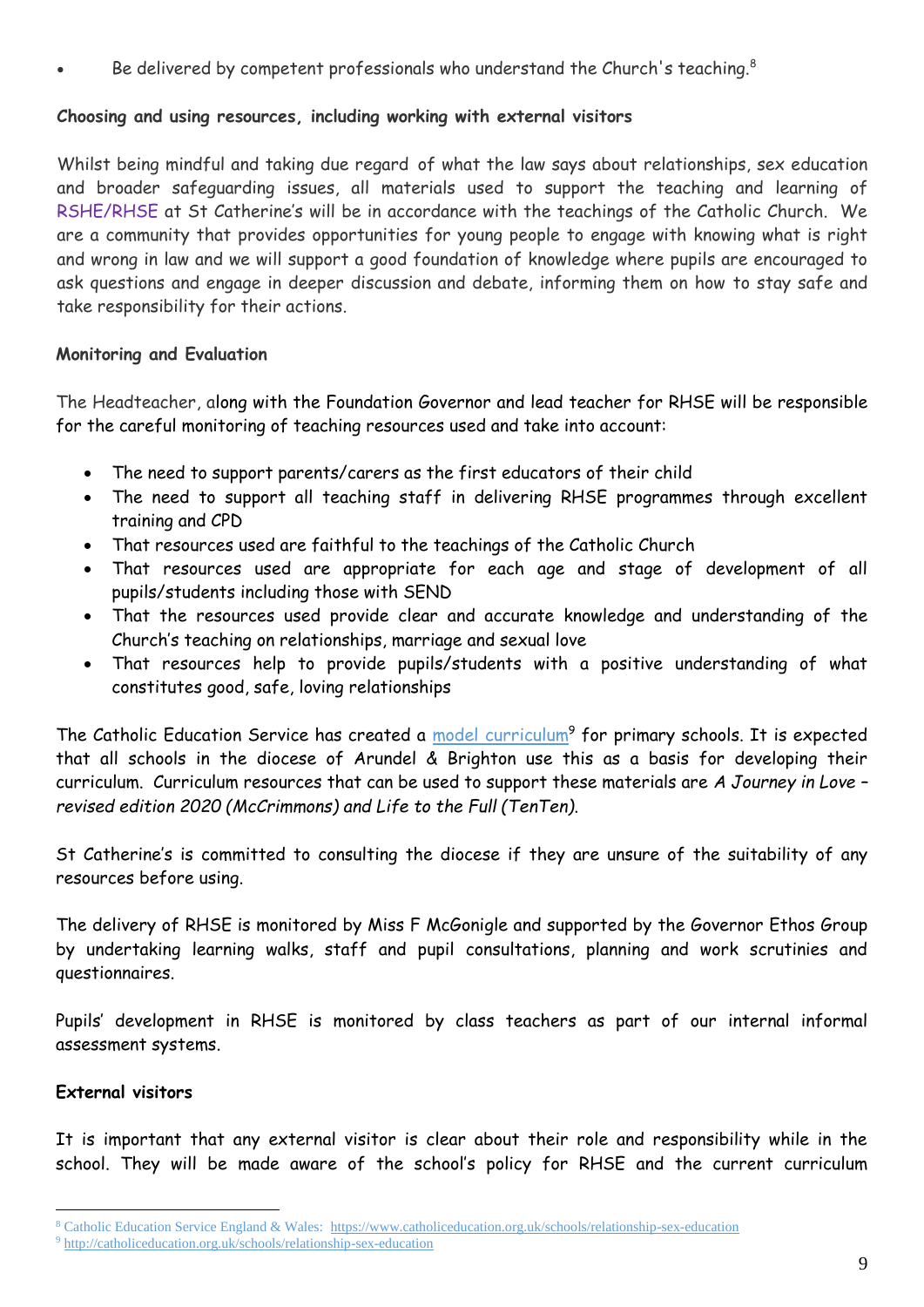- Be delivered by competent professionals who understand the Church's teaching.[8]

**Choosing and using resources, including working with external visitors**

Whilst being mindful and taking due regard of what the law says about relationships, sex education and broader safeguarding issues, all materials used to support the teaching and learning of RSHE/RHSE at St Catherine's will be in accordance with the teachings of the Catholic Church. We are a community that provides opportunities for young people to engage with knowing what is right and wrong in law and we will support a good foundation of knowledge where pupils are encouraged to ask questions and engage in deeper discussion and debate, informing them on how to stay safe and take responsibility for their actions.

**Monitoring and Evaluation**

The Headteacher, along with the Foundation Governor and lead teacher for RHSE will be responsible for the careful monitoring of teaching resources used and take into account:

- The need to support parents/carers as the first educators of their child
- The need to support all teaching staff in delivering RHSE programmes through excellent training and CPD
- That resources used are faithful to the teachings of the Catholic Church
- That resources used are appropriate for each age and stage of development of all pupils/students including those with SEND
- That the resources used provide clear and accurate knowledge and understanding of the Church's teaching on relationships, marriage and sexual love
- That resources help to provide pupils/students with a positive understanding of what constitutes good, safe, loving relationships

The Catholic Education Service has created a [model curriculum](http://catholiceducation.org.uk/schools/relationship-sex-education)[9] for primary schools. It is expected that all schools in the diocese of Arundel & Brighton use this as a basis for developing their curriculum. Curriculum resources that can be used to support these materials are *A Journey in Love – revised edition 2020 (McCrimmons) and Life to the Full (TenTen).*

St Catherine's is committed to consulting the diocese if they are unsure of the suitability of any resources before using.

The delivery of RHSE is monitored by Miss F McGonigle and supported by the Governor Ethos Group by undertaking learning walks, staff and pupil consultations, planning and work scrutinies and questionnaires.

Pupils' development in RHSE is monitored by class teachers as part of our internal informal assessment systems.

**External visitors**

It is important that any external visitor is clear about their role and responsibility while in the school. They will be made aware of the school's policy for RHSE and the current curriculum

---

[8] Catholic Education Service England & Wales: https://www.catholiceducation.org.uk/schools/relationship-sex-education

[9] http://catholiceducation.org.uk/schools/relationship-sex-education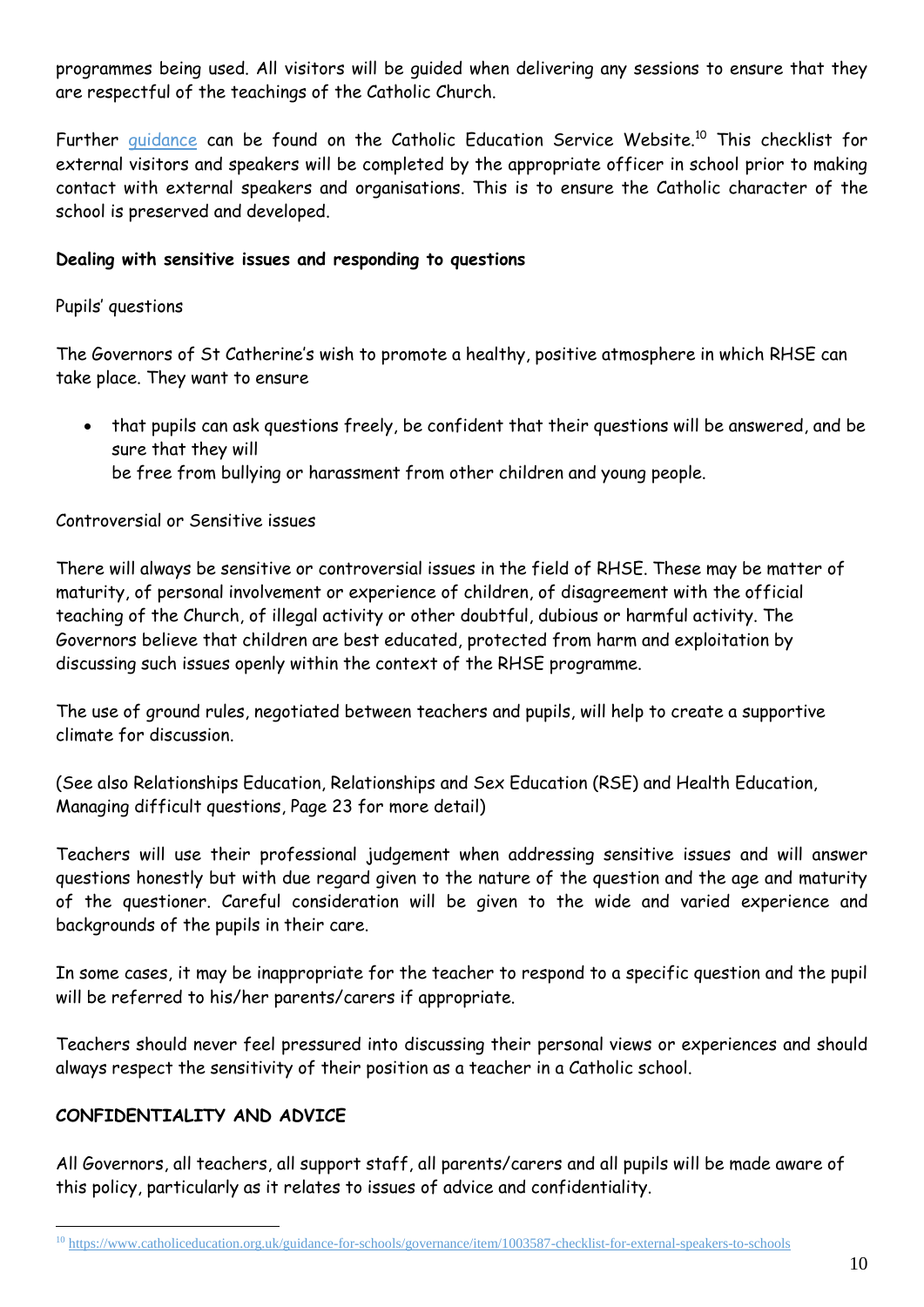programmes being used. All visitors will be guided when delivering any sessions to ensure that they are respectful of the teachings of the Catholic Church.

Further guidance can be found on the Catholic Education Service Website.[10] This checklist for external visitors and speakers will be completed by the appropriate officer in school prior to making contact with external speakers and organisations. This is to ensure the Catholic character of the school is preserved and developed.

**Dealing with sensitive issues and responding to questions**

Pupils' questions

The Governors of St Catherine's wish to promote a healthy, positive atmosphere in which RHSE can take place. They want to ensure

- that pupils can ask questions freely, be confident that their questions will be answered, and be sure that they will
  be free from bullying or harassment from other children and young people.

Controversial or Sensitive issues

There will always be sensitive or controversial issues in the field of RHSE. These may be matter of maturity, of personal involvement or experience of children, of disagreement with the official teaching of the Church, of illegal activity or other doubtful, dubious or harmful activity. The Governors believe that children are best educated, protected from harm and exploitation by discussing such issues openly within the context of the RHSE programme.

The use of ground rules, negotiated between teachers and pupils, will help to create a supportive climate for discussion.

(See also Relationships Education, Relationships and Sex Education (RSE) and Health Education, Managing difficult questions, Page 23 for more detail)

Teachers will use their professional judgement when addressing sensitive issues and will answer questions honestly but with due regard given to the nature of the question and the age and maturity of the questioner. Careful consideration will be given to the wide and varied experience and backgrounds of the pupils in their care.

In some cases, it may be inappropriate for the teacher to respond to a specific question and the pupil will be referred to his/her parents/carers if appropriate.

Teachers should never feel pressured into discussing their personal views or experiences and should always respect the sensitivity of their position as a teacher in a Catholic school.

**CONFIDENTIALITY AND ADVICE**

All Governors, all teachers, all support staff, all parents/carers and all pupils will be made aware of this policy, particularly as it relates to issues of advice and confidentiality.

[10] https://www.catholiceducation.org.uk/guidance-for-schools/governance/item/1003587-checklist-for-external-speakers-to-schools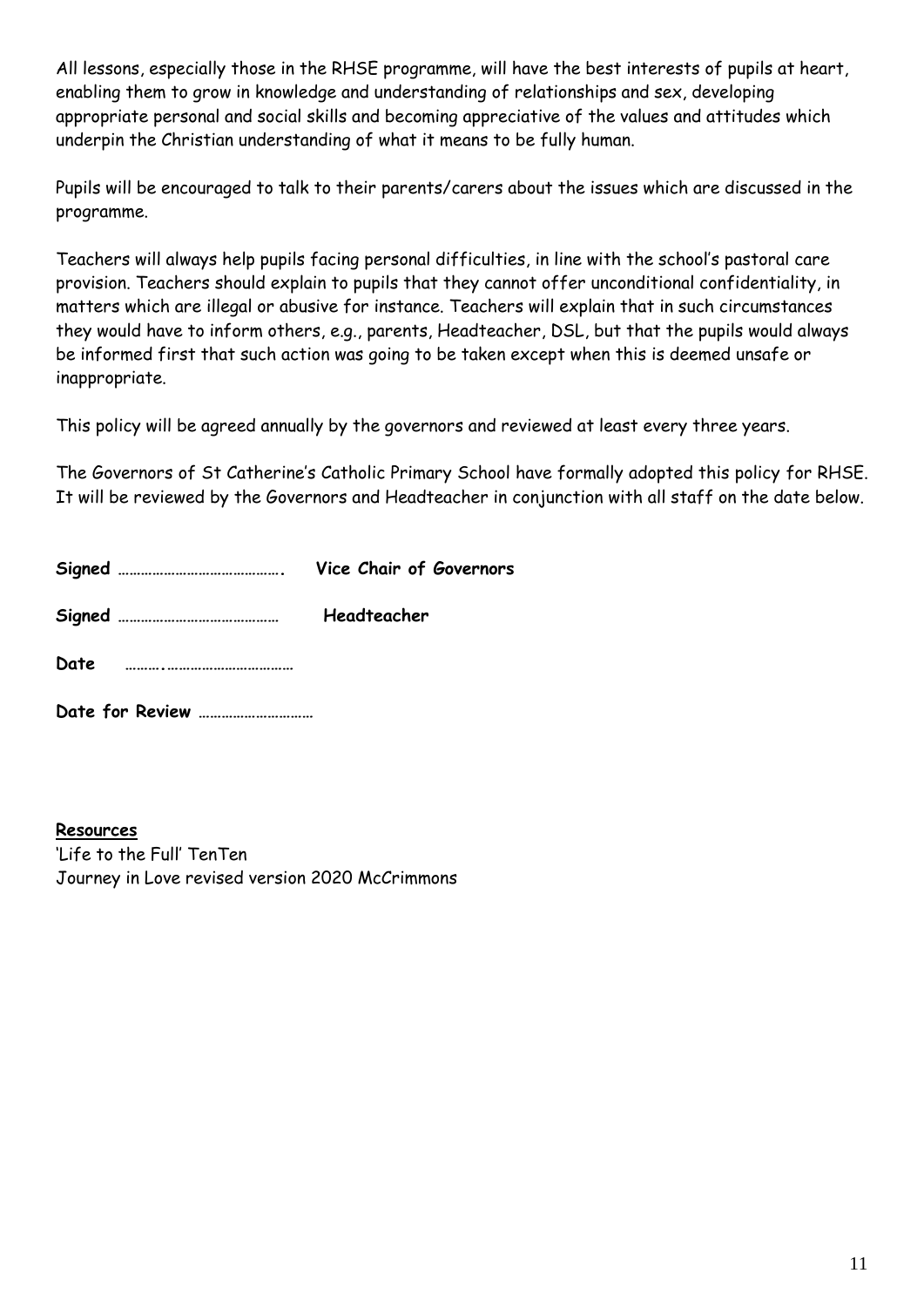All lessons, especially those in the RHSE programme, will have the best interests of pupils at heart, enabling them to grow in knowledge and understanding of relationships and sex, developing appropriate personal and social skills and becoming appreciative of the values and attitudes which underpin the Christian understanding of what it means to be fully human.

Pupils will be encouraged to talk to their parents/carers about the issues which are discussed in the programme.

Teachers will always help pupils facing personal difficulties, in line with the school's pastoral care provision. Teachers should explain to pupils that they cannot offer unconditional confidentiality, in matters which are illegal or abusive for instance. Teachers will explain that in such circumstances they would have to inform others, e.g., parents, Headteacher, DSL, but that the pupils would always be informed first that such action was going to be taken except when this is deemed unsafe or inappropriate.

This policy will be agreed annually by the governors and reviewed at least every three years.

The Governors of St Catherine's Catholic Primary School have formally adopted this policy for RHSE. It will be reviewed by the Governors and Headteacher in conjunction with all staff on the date below.

**Signed** ……………………………………. **Vice Chair of Governors**

**Signed** …………………………………… **Headteacher**

**Date** ……….……………………………

**Date for Review** …………………………

**Resources**

'Life to the Full' TenTen

Journey in Love revised version 2020 McCrimmons